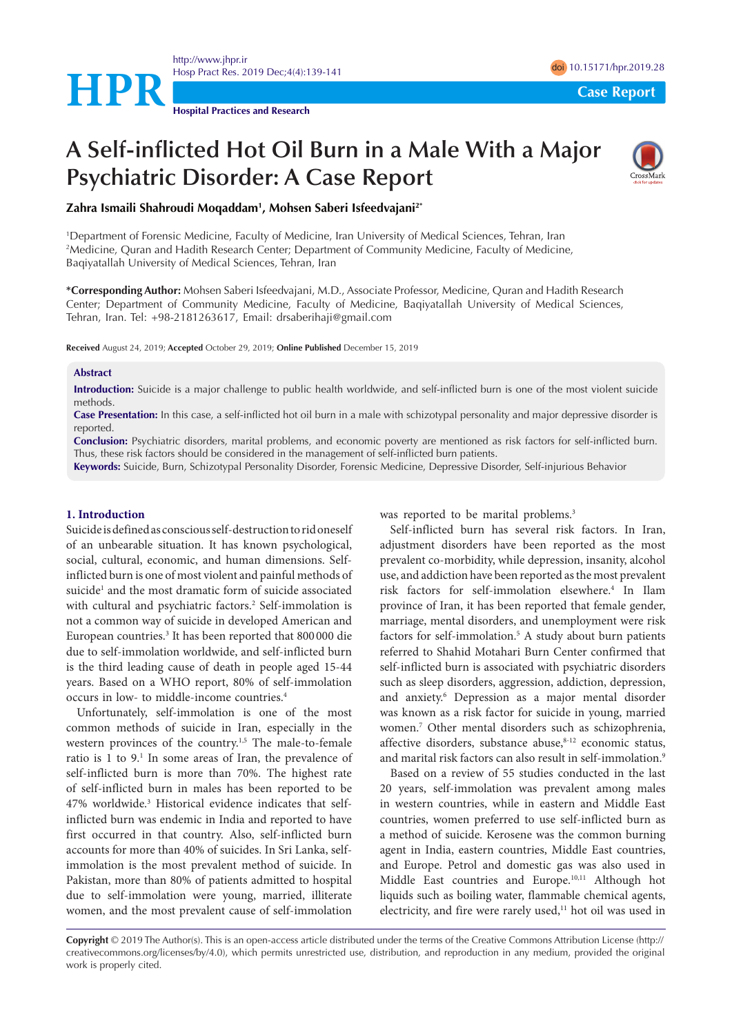# A Self-inflicted Hot Oil Burn in a Male With a Major Psychiatric Disorder: A Case Report

**Zahra Ismaili Shahroudi Moqaddam[1], Mohsen Saberi Isfeedvajani[2*]**

[1]Department of Forensic Medicine, Faculty of Medicine, Iran University of Medical Sciences, Tehran, Iran
[2]Medicine, Quran and Hadith Research Center; Department of Community Medicine, Faculty of Medicine, Baqiyatallah University of Medical Sciences, Tehran, Iran

**\*Corresponding Author:** Mohsen Saberi Isfeedvajani, M.D., Associate Professor, Medicine, Quran and Hadith Research Center; Department of Community Medicine, Faculty of Medicine, Baqiyatallah University of Medical Sciences, Tehran, Iran. Tel: +98-2181263617, Email: drsaberihaji@gmail.com

**Received** August 24, 2019; **Accepted** October 29, 2019; **Online Published** December 15, 2019

## Abstract

**Introduction:** Suicide is a major challenge to public health worldwide, and self-inflicted burn is one of the most violent suicide methods.

**Case Presentation:** In this case, a self-inflicted hot oil burn in a male with schizotypal personality and major depressive disorder is reported.

**Conclusion:** Psychiatric disorders, marital problems, and economic poverty are mentioned as risk factors for self-inflicted burn. Thus, these risk factors should be considered in the management of self-inflicted burn patients.

**Keywords:** Suicide, Burn, Schizotypal Personality Disorder, Forensic Medicine, Depressive Disorder, Self-injurious Behavior

## 1. Introduction

Suicide is defined as conscious self-destruction to rid oneself of an unbearable situation. It has known psychological, social, cultural, economic, and human dimensions. Self-inflicted burn is one of most violent and painful methods of suicide[1] and the most dramatic form of suicide associated with cultural and psychiatric factors.[2] Self-immolation is not a common way of suicide in developed American and European countries.[3] It has been reported that 800 000 die due to self-immolation worldwide, and self-inflicted burn is the third leading cause of death in people aged 15-44 years. Based on a WHO report, 80% of self-immolation occurs in low- to middle-income countries.[4]

Unfortunately, self-immolation is one of the most common methods of suicide in Iran, especially in the western provinces of the country.[1,5] The male-to-female ratio is 1 to 9.[1] In some areas of Iran, the prevalence of self-inflicted burn is more than 70%. The highest rate of self-inflicted burn in males has been reported to be 47% worldwide.[3] Historical evidence indicates that self-inflicted burn was endemic in India and reported to have first occurred in that country. Also, self-inflicted burn accounts for more than 40% of suicides. In Sri Lanka, self-immolation is the most prevalent method of suicide. In Pakistan, more than 80% of patients admitted to hospital due to self-immolation were young, married, illiterate women, and the most prevalent cause of self-immolation was reported to be marital problems.[3]

Self-inflicted burn has several risk factors. In Iran, adjustment disorders have been reported as the most prevalent co-morbidity, while depression, insanity, alcohol use, and addiction have been reported as the most prevalent risk factors for self-immolation elsewhere.[4] In Ilam province of Iran, it has been reported that female gender, marriage, mental disorders, and unemployment were risk factors for self-immolation.[5] A study about burn patients referred to Shahid Motahari Burn Center confirmed that self-inflicted burn is associated with psychiatric disorders such as sleep disorders, aggression, addiction, depression, and anxiety.[6] Depression as a major mental disorder was known as a risk factor for suicide in young, married women.[7] Other mental disorders such as schizophrenia, affective disorders, substance abuse,[8-12] economic status, and marital risk factors can also result in self-immolation.[9]

Based on a review of 55 studies conducted in the last 20 years, self-immolation was prevalent among males in western countries, while in eastern and Middle East countries, women preferred to use self-inflicted burn as a method of suicide. Kerosene was the common burning agent in India, eastern countries, Middle East countries, and Europe. Petrol and domestic gas was also used in Middle East countries and Europe.[10,11] Although hot liquids such as boiling water, flammable chemical agents, electricity, and fire were rarely used,[11] hot oil was used in

**Copyright** © 2019 The Author(s). This is an open-access article distributed under the terms of the Creative Commons Attribution License (http://creativecommons.org/licenses/by/4.0), which permits unrestricted use, distribution, and reproduction in any medium, provided the original work is properly cited.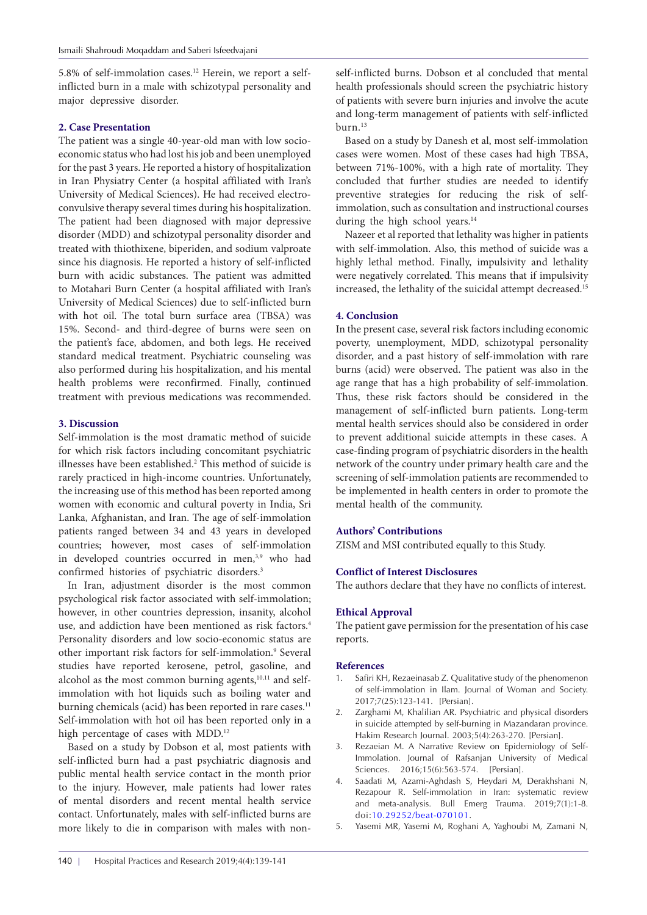5.8% of self-immolation cases.[12] Herein, we report a self-inflicted burn in a male with schizotypal personality and major depressive disorder.

## 2. Case Presentation

The patient was a single 40-year-old man with low socio-economic status who had lost his job and been unemployed for the past 3 years. He reported a history of hospitalization in Iran Physiatry Center (a hospital affiliated with Iran's University of Medical Sciences). He had received electro-convulsive therapy several times during his hospitalization. The patient had been diagnosed with major depressive disorder (MDD) and schizotypal personality disorder and treated with thiothixene, biperiden, and sodium valproate since his diagnosis. He reported a history of self-inflicted burn with acidic substances. The patient was admitted to Motahari Burn Center (a hospital affiliated with Iran's University of Medical Sciences) due to self-inflicted burn with hot oil. The total burn surface area (TBSA) was 15%. Second- and third-degree of burns were seen on the patient's face, abdomen, and both legs. He received standard medical treatment. Psychiatric counseling was also performed during his hospitalization, and his mental health problems were reconfirmed. Finally, continued treatment with previous medications was recommended.

## 3. Discussion

Self-immolation is the most dramatic method of suicide for which risk factors including concomitant psychiatric illnesses have been established.[2] This method of suicide is rarely practiced in high-income countries. Unfortunately, the increasing use of this method has been reported among women with economic and cultural poverty in India, Sri Lanka, Afghanistan, and Iran. The age of self-immolation patients ranged between 34 and 43 years in developed countries; however, most cases of self-immolation in developed countries occurred in men,[3,9] who had confirmed histories of psychiatric disorders.[3]

In Iran, adjustment disorder is the most common psychological risk factor associated with self-immolation; however, in other countries depression, insanity, alcohol use, and addiction have been mentioned as risk factors.[4] Personality disorders and low socio-economic status are other important risk factors for self-immolation.[9] Several studies have reported kerosene, petrol, gasoline, and alcohol as the most common burning agents,[10,11] and self-immolation with hot liquids such as boiling water and burning chemicals (acid) has been reported in rare cases.[11] Self-immolation with hot oil has been reported only in a high percentage of cases with MDD.[12]

Based on a study by Dobson et al, most patients with self-inflicted burn had a past psychiatric diagnosis and public mental health service contact in the month prior to the injury. However, male patients had lower rates of mental disorders and recent mental health service contact. Unfortunately, males with self-inflicted burns are more likely to die in comparison with males with non-self-inflicted burns. Dobson et al concluded that mental health professionals should screen the psychiatric history of patients with severe burn injuries and involve the acute and long-term management of patients with self-inflicted burn.[13]

Based on a study by Danesh et al, most self-immolation cases were women. Most of these cases had high TBSA, between 71%-100%, with a high rate of mortality. They concluded that further studies are needed to identify preventive strategies for reducing the risk of self-immolation, such as consultation and instructional courses during the high school years.[14]

Nazeer et al reported that lethality was higher in patients with self-immolation. Also, this method of suicide was a highly lethal method. Finally, impulsivity and lethality were negatively correlated. This means that if impulsivity increased, the lethality of the suicidal attempt decreased.[15]

## 4. Conclusion

In the present case, several risk factors including economic poverty, unemployment, MDD, schizotypal personality disorder, and a past history of self-immolation with rare burns (acid) were observed. The patient was also in the age range that has a high probability of self-immolation. Thus, these risk factors should be considered in the management of self-inflicted burn patients. Long-term mental health services should also be considered in order to prevent additional suicide attempts in these cases. A case-finding program of psychiatric disorders in the health network of the country under primary health care and the screening of self-immolation patients are recommended to be implemented in health centers in order to promote the mental health of the community.

### Authors' Contributions

ZISM and MSI contributed equally to this Study.

### Conflict of Interest Disclosures

The authors declare that they have no conflicts of interest.

### Ethical Approval

The patient gave permission for the presentation of his case reports.

### References

1. Safiri KH, Rezaeinasab Z. Qualitative study of the phenomenon of self-immolation in Ilam. Journal of Woman and Society. 2017;7(25):123-141. [Persian].
2. Zarghami M, Khalilian AR. Psychiatric and physical disorders in suicide attempted by self-burning in Mazandaran province. Hakim Research Journal. 2003;5(4):263-270. [Persian].
3. Rezaeian M. A Narrative Review on Epidemiology of Self-Immolation. Journal of Rafsanjan University of Medical Sciences. 2016;15(6):563-574. [Persian].
4. Saadati M, Azami-Aghdash S, Heydari M, Derakhshani N, Rezapour R. Self-immolation in Iran: systematic review and meta-analysis. Bull Emerg Trauma. 2019;7(1):1-8. doi:10.29252/beat-070101.
5. Yasemi MR, Yasemi M, Roghani A, Yaghoubi M, Zamani N,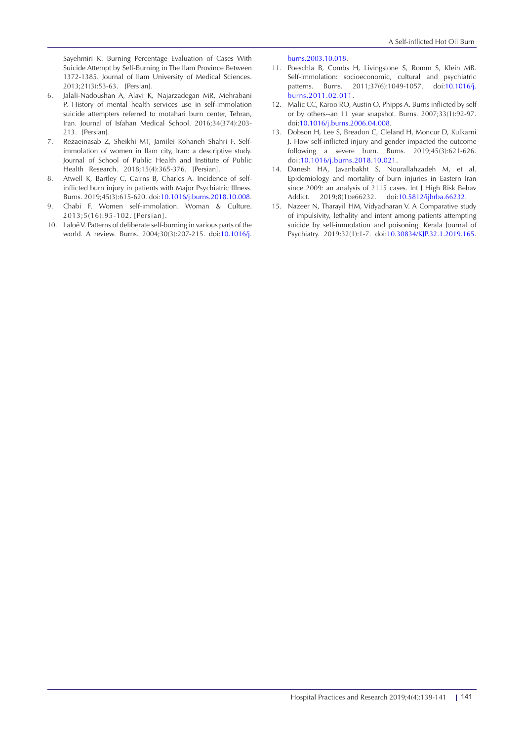Sayehmiri K. Burning Percentage Evaluation of Cases With Suicide Attempt by Self-Burning in The Ilam Province Between 1372-1385. Journal of Ilam University of Medical Sciences. 2013;21(3):53-63. [Persian].

6. Jalali-Nadoushan A, Alavi K, Najarzadegan MR, Mehrabani P. History of mental health services use in self-immolation suicide attempters referred to motahari burn center, Tehran, Iran. Journal of Isfahan Medical School. 2016;34(374):203-213. [Persian].
7. Rezaeinasab Z, Sheikhi MT, Jamilei Kohaneh Shahri F. Self-immolation of women in Ilam city, Iran: a descriptive study. Journal of School of Public Health and Institute of Public Health Research. 2018;15(4):365-376. [Persian].
8. Atwell K, Bartley C, Cairns B, Charles A. Incidence of self-inflicted burn injury in patients with Major Psychiatric Illness. Burns. 2019;45(3):615-620. doi:10.1016/j.burns.2018.10.008.
9. Chabi F. Women self-immolation. Woman & Culture. 2013;5(16):95-102. [Persian].
10. Laloë V. Patterns of deliberate self-burning in various parts of the world. A review. Burns. 2004;30(3):207-215. doi:10.1016/j.burns.2003.10.018.
11. Poeschla B, Combs H, Livingstone S, Romm S, Klein MB. Self-immolation: socioeconomic, cultural and psychiatric patterns. Burns. 2011;37(6):1049-1057. doi:10.1016/j.burns.2011.02.011.
12. Malic CC, Karoo RO, Austin O, Phipps A. Burns inflicted by self or by others--an 11 year snapshot. Burns. 2007;33(1):92-97. doi:10.1016/j.burns.2006.04.008.
13. Dobson H, Lee S, Breadon C, Cleland H, Moncur D, Kulkarni J. How self-inflicted injury and gender impacted the outcome following a severe burn. Burns. 2019;45(3):621-626. doi:10.1016/j.burns.2018.10.021.
14. Danesh HA, Javanbakht S, Nourallahzadeh M, et al. Epidemiology and mortality of burn injuries in Eastern Iran since 2009: an analysis of 2115 cases. Int J High Risk Behav Addict. 2019;8(1):e66232. doi:10.5812/ijhrba.66232.
15. Nazeer N, Tharayil HM, Vidyadharan V. A Comparative study of impulsivity, lethality and intent among patients attempting suicide by self-immolation and poisoning. Kerala Journal of Psychiatry. 2019;32(1):1-7. doi:10.30834/KJP.32.1.2019.165.